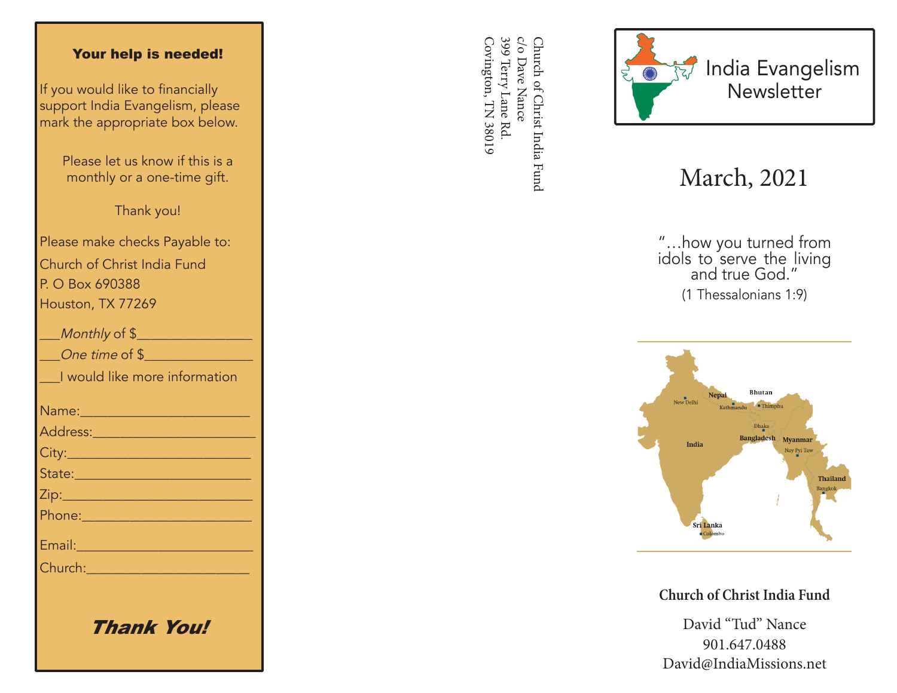## Your help is needed!

If you would like to financially support India Evangelism, please mark the appropriate box below.

Please let us know if this is a monthly or a one-time gift.

Thank you!

Please make checks Payable to:
Church of Christ India Fund
P. O Box 690388
Houston, TX 77269

___*Monthly* of $________________
___*One time* of $_______________
___I would like more information

Name:________________________
Address:______________________
City:_________________________
State:________________________
Zip:__________________________
Phone:_______________________
Email:________________________
Church:______________________

***Thank You!***

Church of Christ India Fund
c/o Dave Nance
399 Terry Lane Rd.
Covington, TN 38019

# India Evangelism Newsletter

## March, 2021

"…how you turned from idols to serve the living and true God."
(1 Thessalonians 1:9)

**Church of Christ India Fund**

David "Tud" Nance
901.647.0488
David@IndiaMissions.net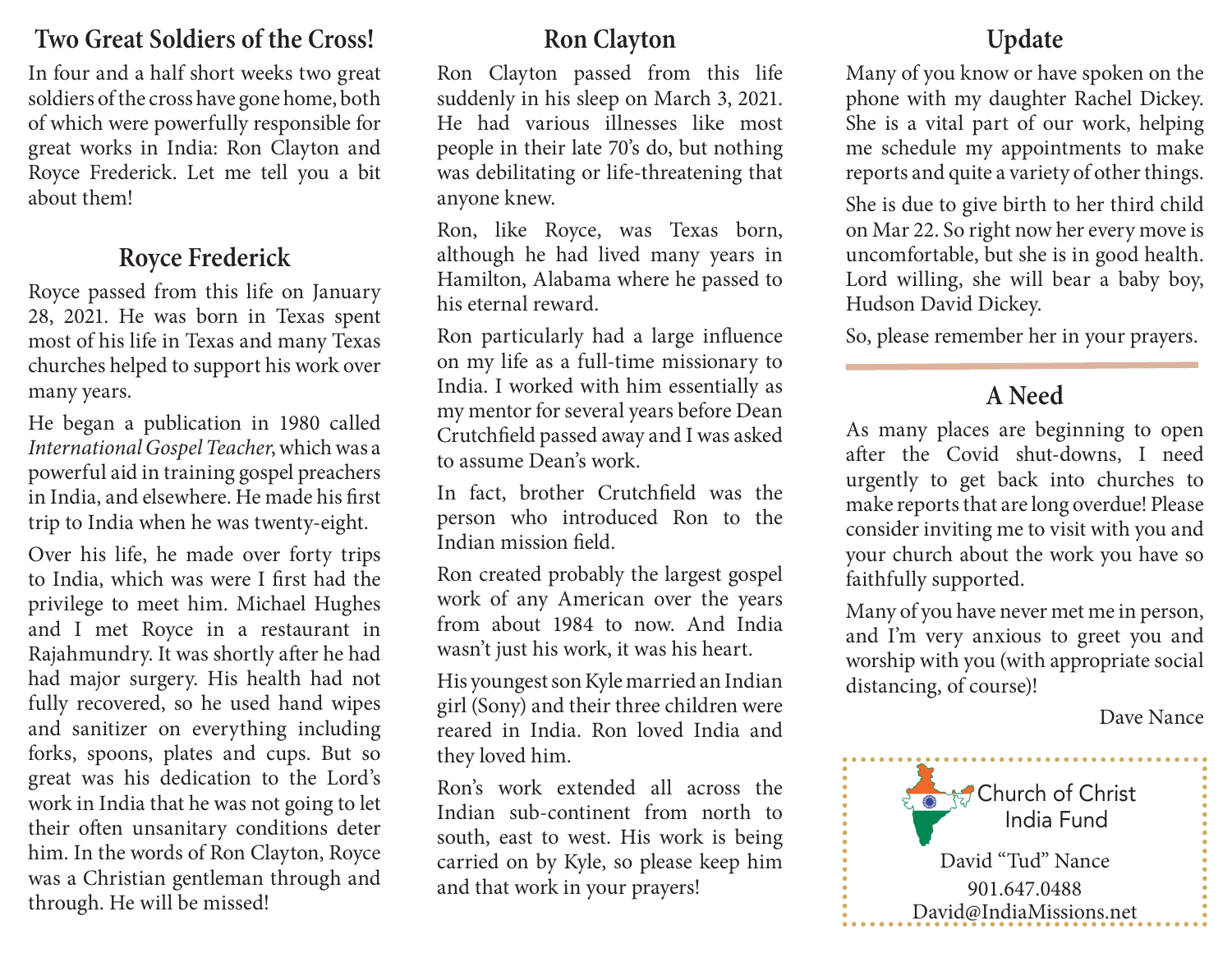## Two Great Soldiers of the Cross!

In four and a half short weeks two great soldiers of the cross have gone home, both of which were powerfully responsible for great works in India: Ron Clayton and Royce Frederick. Let me tell you a bit about them!

## Royce Frederick

Royce passed from this life on January 28, 2021. He was born in Texas spent most of his life in Texas and many Texas churches helped to support his work over many years.

He began a publication in 1980 called *International Gospel Teacher*, which was a powerful aid in training gospel preachers in India, and elsewhere. He made his first trip to India when he was twenty-eight.

Over his life, he made over forty trips to India, which was were I first had the privilege to meet him. Michael Hughes and I met Royce in a restaurant in Rajahmundry. It was shortly after he had had major surgery. His health had not fully recovered, so he used hand wipes and sanitizer on everything including forks, spoons, plates and cups. But so great was his dedication to the Lord's work in India that he was not going to let their often unsanitary conditions deter him. In the words of Ron Clayton, Royce was a Christian gentleman through and through. He will be missed!

## Ron Clayton

Ron Clayton passed from this life suddenly in his sleep on March 3, 2021. He had various illnesses like most people in their late 70's do, but nothing was debilitating or life-threatening that anyone knew.

Ron, like Royce, was Texas born, although he had lived many years in Hamilton, Alabama where he passed to his eternal reward.

Ron particularly had a large influence on my life as a full-time missionary to India. I worked with him essentially as my mentor for several years before Dean Crutchfield passed away and I was asked to assume Dean's work.

In fact, brother Crutchfield was the person who introduced Ron to the Indian mission field.

Ron created probably the largest gospel work of any American over the years from about 1984 to now. And India wasn't just his work, it was his heart.

His youngest son Kyle married an Indian girl (Sony) and their three children were reared in India. Ron loved India and they loved him.

Ron's work extended all across the Indian sub-continent from north to south, east to west. His work is being carried on by Kyle, so please keep him and that work in your prayers!

## Update

Many of you know or have spoken on the phone with my daughter Rachel Dickey. She is a vital part of our work, helping me schedule my appointments to make reports and quite a variety of other things.

She is due to give birth to her third child on Mar 22. So right now her every move is uncomfortable, but she is in good health. Lord willing, she will bear a baby boy, Hudson David Dickey.

So, please remember her in your prayers.

---

## A Need

As many places are beginning to open after the Covid shut-downs, I need urgently to get back into churches to make reports that are long overdue! Please consider inviting me to visit with you and your church about the work you have so faithfully supported.

Many of you have never met me in person, and I'm very anxious to greet you and worship with you (with appropriate social distancing, of course)!

Dave Nance

Church of Christ India Fund

David "Tud" Nance

901.647.0488

David@IndiaMissions.net